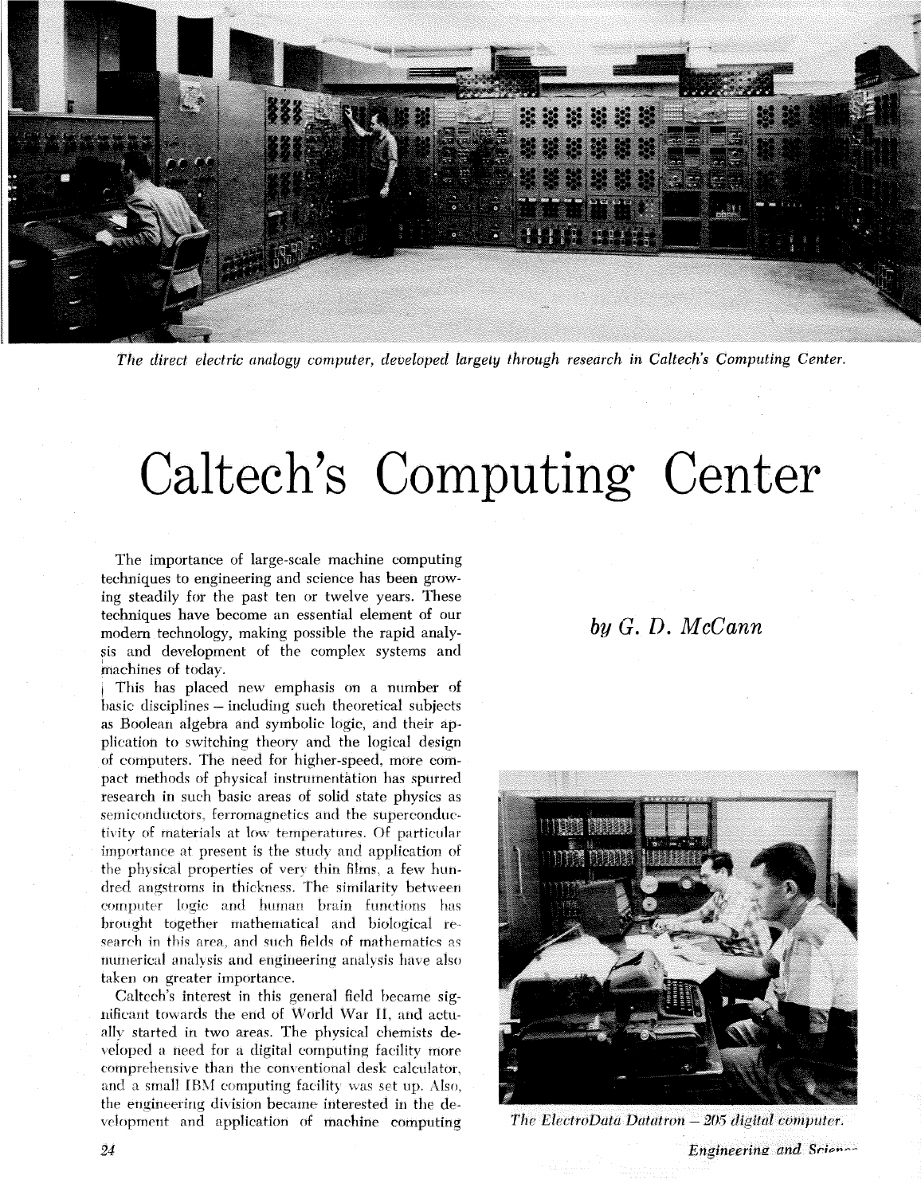*The direct electric analogy computer, developed largely through research in Caltech's Computing Center.*

# Caltech's Computing Center

*by G. D. McCann*

The importance of large-scale machine computing techniques to engineering and science has been growing steadily for the past ten or twelve years. These techniques have become an essential element of our modern technology, making possible the rapid analysis and development of the complex systems and machines of today.

This has placed new emphasis on a number of basic disciplines – including such theoretical subjects as Boolean algebra and symbolic logic, and their application to switching theory and the logical design of computers. The need for higher-speed, more compact methods of physical instrumentation has spurred research in such basic areas of solid state physics as semiconductors, ferromagnetics and the superconductivity of materials at low temperatures. Of particular importance at present is the study and application of the physical properties of very thin films, a few hundred angstroms in thickness. The similarity between computer logic and human brain functions has brought together mathematical and biological research in this area, and such fields of mathematics as numerical analysis and engineering analysis have also taken on greater importance.

Caltech's interest in this general field became significant towards the end of World War II, and actually started in two areas. The physical chemists developed a need for a digital computing facility more comprehensive than the conventional desk calculator, and a small IBM computing facility was set up. Also, the engineering division became interested in the development and application of machine computing

*The ElectroData Datatron – 205 digital computer.*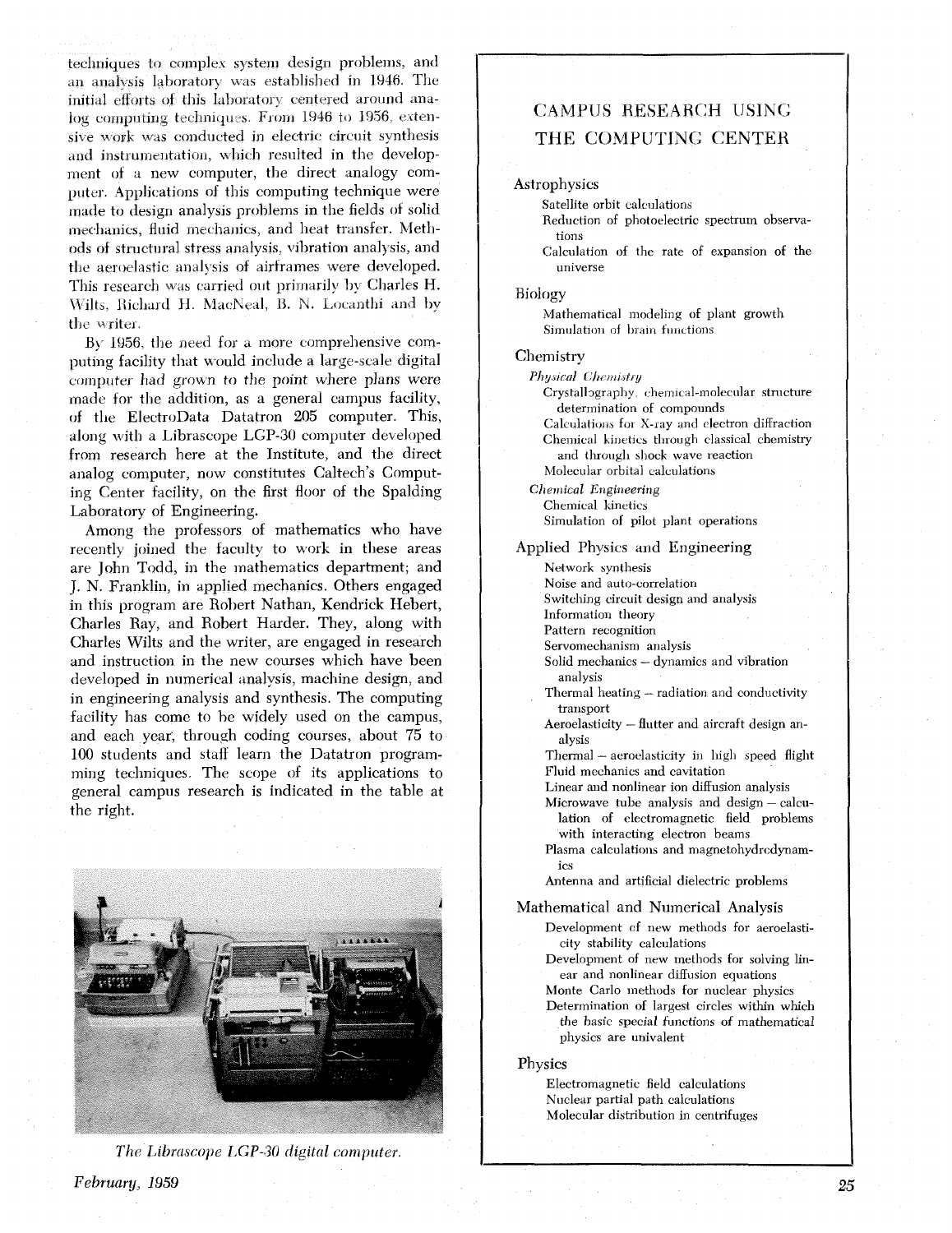techniques to complex system design problems, and an analysis laboratory was established in 1946. The initial efforts of this laboratory centered around analog computing techniques. From 1946 to 1956, extensive work was conducted in electric circuit synthesis and instrumentation, which resulted in the development of a new computer, the direct analogy computer. Applications of this computing technique were made to design analysis problems in the fields of solid mechanics, fluid mechanics, and heat transfer. Methods of structural stress analysis, vibration analysis, and the aeroelastic analysis of airframes were developed. This research was carried out primarily by Charles H. Wilts, Richard H. MacNeal, B. N. Locanthi and by the writer.

By 1956, the need for a more comprehensive computing facility that would include a large-scale digital computer had grown to the point where plans were made for the addition, as a general campus facility, of the ElectroData Datatron 205 computer. This, along with a Librascope LGP-30 computer developed from research here at the Institute, and the direct analog computer, now constitutes Caltech's Computing Center facility, on the first floor of the Spalding Laboratory of Engineering.

Among the professors of mathematics who have recently joined the faculty to work in these areas are John Todd, in the mathematics department; and J. N. Franklin, in applied mechanics. Others engaged in this program are Robert Nathan, Kendrick Hebert, Charles Ray, and Robert Harder. They, along with Charles Wilts and the writer, are engaged in research and instruction in the new courses which have been developed in numerical analysis, machine design, and in engineering analysis and synthesis. The computing facility has come to be widely used on the campus, and each year, through coding courses, about 75 to 100 students and staff learn the Datatron programming techniques. The scope of its applications to general campus research is indicated in the table at the right.

*The Librascope LGP-30 digital computer.*

## CAMPUS RESEARCH USING THE COMPUTING CENTER

### Astrophysics

- Satellite orbit calculations
- Reduction of photoelectric spectrum observations
- Calculation of the rate of expansion of the universe

### Biology

- Mathematical modeling of plant growth
- Simulation of brain functions

### Chemistry

*Physical Chemistry*

- Crystallography, chemical-molecular structure determination of compounds
- Calculations for X-ray and electron diffraction
- Chemical kinetics through classical chemistry and through shock wave reaction
- Molecular orbital calculations

*Chemical Engineering*

- Chemical kinetics
- Simulation of pilot plant operations

### Applied Physics and Engineering

- Network synthesis
- Noise and auto-correlation
- Switching circuit design and analysis
- Information theory
- Pattern recognition
- Servomechanism analysis
- Solid mechanics – dynamics and vibration analysis
- Thermal heating – radiation and conductivity transport
- Aeroelasticity – flutter and aircraft design analysis
- Thermal – aeroelasticity in high speed flight
- Fluid mechanics and cavitation
- Linear and nonlinear ion diffusion analysis
- Microwave tube analysis and design – calculation of electromagnetic field problems with interacting electron beams
- Plasma calculations and magnetohydrodynamics
- Antenna and artificial dielectric problems

### Mathematical and Numerical Analysis

- Development of new methods for aeroelasticity stability calculations
- Development of new methods for solving linear and nonlinear diffusion equations
- Monte Carlo methods for nuclear physics
- Determination of largest circles within which the basic special functions of mathematical physics are univalent

### Physics

- Electromagnetic field calculations
- Nuclear partial path calculations
- Molecular distribution in centrifuges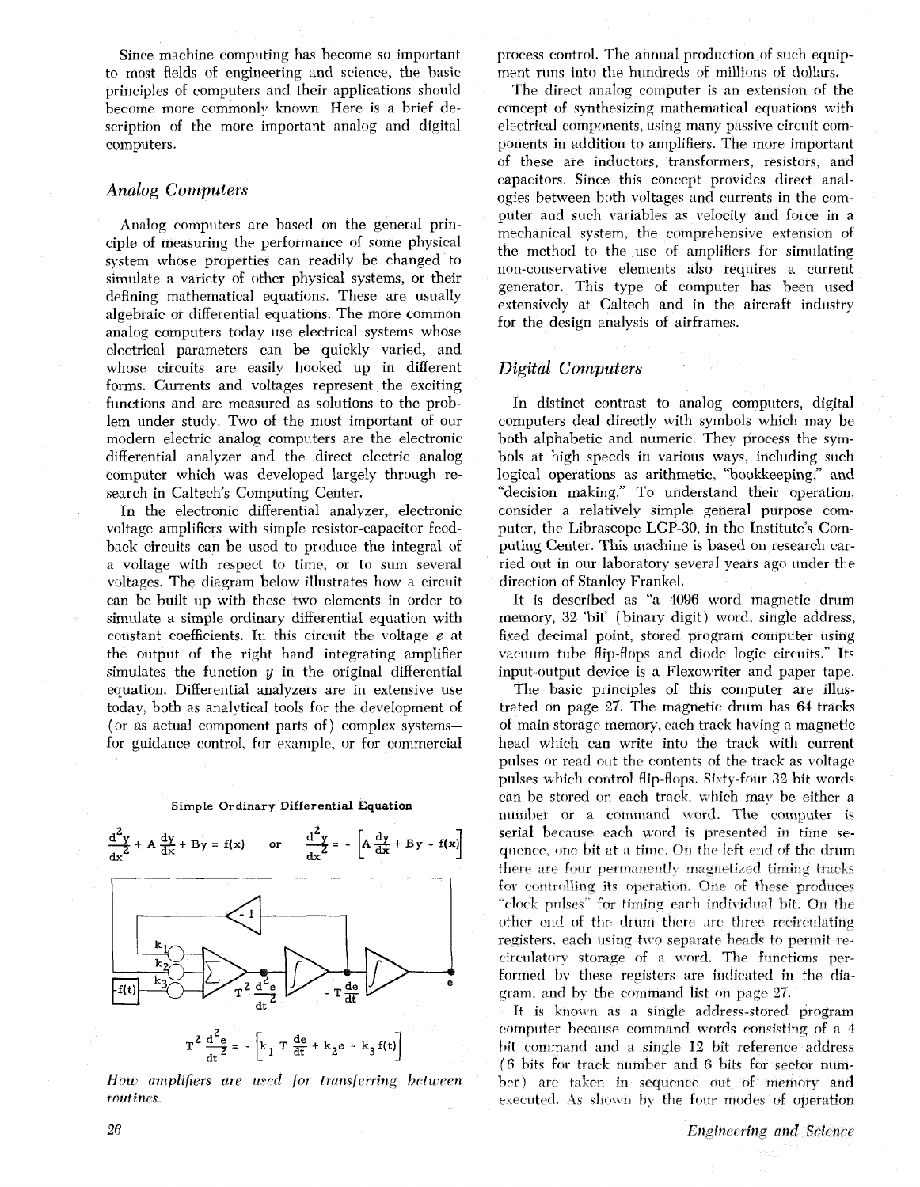Since machine computing has become so important to most fields of engineering and science, the basic principles of computers and their applications should become more commonly known. Here is a brief description of the more important analog and digital computers.

## *Analog Computers*

Analog computers are based on the general principle of measuring the performance of some physical system whose properties can readily be changed to simulate a variety of other physical systems, or their defining mathematical equations. These are usually algebraic or differential equations. The more common analog computers today use electrical systems whose electrical parameters can be quickly varied, and whose circuits are easily hooked up in different forms. Currents and voltages represent the exciting functions and are measured as solutions to the problem under study. Two of the most important of our modern electric analog computers are the electronic differential analyzer and the direct electric analog computer which was developed largely through research in Caltech's Computing Center.

In the electronic differential analyzer, electronic voltage amplifiers with simple resistor-capacitor feedback circuits can be used to produce the integral of a voltage with respect to time, or to sum several voltages. The diagram below illustrates how a circuit can be built up with these two elements in order to simulate a simple ordinary differential equation with constant coefficients. In this circuit the voltage $e$ at the output of the right hand integrating amplifier simulates the function $y$ in the original differential equation. Differential analyzers are in extensive use today, both as analytical tools for the development of (or as actual component parts of) complex systems—for guidance control, for example, or for commercial process control. The annual production of such equipment runs into the hundreds of millions of dollars.

Simple Ordinary Differential Equation

$$\frac{d^2y}{dx^2} + A\frac{dy}{dx} + By = f(x) \quad \text{or} \quad \frac{d^2y}{dx^2} = -\left[A\frac{dy}{dx} + By - f(x)\right]$$

$$T^2\frac{d^2e}{dt^2} = -\left[k_1 T\frac{de}{dt} + k_2 e - k_3 f(t)\right]$$

*How amplifiers are used for transferring between routines.*

The direct analog computer is an extension of the concept of synthesizing mathematical equations with electrical components, using many passive circuit components in addition to amplifiers. The more important of these are inductors, transformers, resistors, and capacitors. Since this concept provides direct analogies between both voltages and currents in the computer and such variables as velocity and force in a mechanical system, the comprehensive extension of the method to the use of amplifiers for simulating non-conservative elements also requires a current generator. This type of computer has been used extensively at Caltech and in the aircraft industry for the design analysis of airframes.

## *Digital Computers*

In distinct contrast to analog computers, digital computers deal directly with symbols which may be both alphabetic and numeric. They process the symbols at high speeds in various ways, including such logical operations as arithmetic, "bookkeeping," and "decision making." To understand their operation, consider a relatively simple general purpose computer, the Librascope LGP-30, in the Institute's Computing Center. This machine is based on research carried out in our laboratory several years ago under the direction of Stanley Frankel.

It is described as "a 4096 word magnetic drum memory, 32 'bit' (binary digit) word, single address, fixed decimal point, stored program computer using vacuum tube flip-flops and diode logic circuits." Its input-output device is a Flexowriter and paper tape.

The basic principles of this computer are illustrated on page 27. The magnetic drum has 64 tracks of main storage memory, each track having a magnetic head which can write into the track with current pulses or read out the contents of the track as voltage pulses which control flip-flops. Sixty-four 32 bit words can be stored on each track, which may be either a number or a command word. The computer is serial because each word is presented in time sequence, one bit at a time. On the left end of the drum there are four permanently magnetized timing tracks for controlling its operation. One of these produces "clock pulses" for timing each individual bit. On the other end of the drum there are three recirculating registers, each using two separate heads to permit recirculatory storage of a word. The functions performed by these registers are indicated in the diagram, and by the command list on page 27.

It is known as a single address-stored program computer because command words consisting of a 4 bit command and a single 12 bit reference address (6 bits for track number and 6 bits for sector number) are taken in sequence out of memory and executed. As shown by the four modes of operation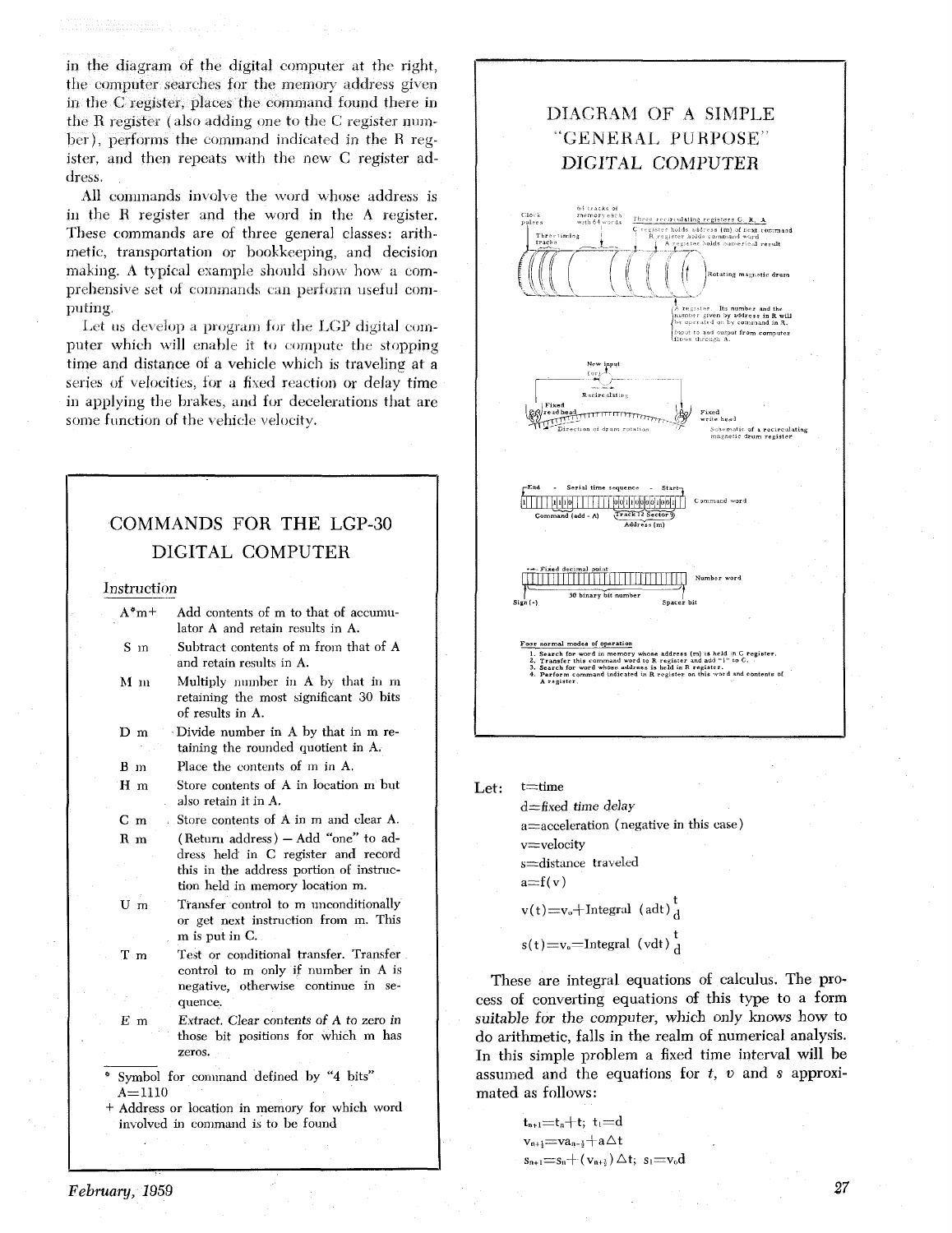in the diagram of the digital computer at the right, the computer searches for the memory address given in the C register, places the command found there in the R register (also adding one to the C register number), performs the command indicated in the R register, and then repeats with the new C register address.

All commands involve the word whose address is in the R register and the word in the A register. These commands are of three general classes: arithmetic, transportation or bookkeeping, and decision making. A typical example should show how a comprehensive set of commands can perform useful computing.

Let us develop a program for the LGP digital computer which will enable it to compute the stopping time and distance of a vehicle which is traveling at a series of velocities, for a fixed reaction or delay time in applying the brakes, and for decelerations that are some function of the vehicle velocity.

## COMMANDS FOR THE LGP-30 DIGITAL COMPUTER

| Instruction | |
|---|---|
| A*m+ | Add contents of m to that of accumulator A and retain results in A. |
| S m | Subtract contents of m from that of A and retain results in A. |
| M m | Multiply number in A by that in m retaining the most significant 30 bits of results in A. |
| D m | Divide number in A by that in m retaining the rounded quotient in A. |
| B m | Place the contents of m in A. |
| H m | Store contents of A in location m but also retain it in A. |
| C m | Store contents of A in m and clear A. |
| R m | (Return address) — Add "one" to address held in C register and record this in the address portion of instruction held in memory location m. |
| U m | Transfer control to m unconditionally or get next instruction from m. This m is put in C. |
| T m | Test or conditional transfer. Transfer control to m only if number in A is negative, otherwise continue in sequence. |
| E m | Extract. Clear contents of A to zero in those bit positions for which m has zeros. |

* Symbol for command defined by "4 bits" A=1110

+ Address or location in memory for which word involved in command is to be found

## DIAGRAM OF A SIMPLE "GENERAL PURPOSE" DIGITAL COMPUTER

Clock pulses — Three timing tracks — 64 tracks of memory each with 64 words — Three recirculating registers C, R, A

C register holds address (m) of next command

R register holds command word

A register holds numerical result

Rotating magnetic drum

A register. Its number and the number given by address in R will be operated on by command in R. Input to and output from computer flows through A.

New input (or) — Recirculating — Fixed read head — Fixed write head — Direction of drum rotation

Schematic of a recirculating magnetic drum register

End - Serial time sequence - Start — Command word — Command (add - A) — Track 12 Sector 9 — Address (m)

Fixed decimal point — Number word — Sign (-) — 30 binary bit number — Spacer bit

Four normal modes of operation

1. Search for word in memory whose address (m) is held in C register.
2. Transfer this command word to R register and add "1" to C.
3. Search for word whose address is held in R register.
4. Perform command indicated in R register on this word and contents of A register.

Let: t=time

d=fixed time delay

a=acceleration (negative in this case)

v=velocity

s=distance traveled

a=f(v)

$$v(t)=v_o+\text{Integral } (adt)\Big|_d^t$$

$$s(t)=v_o=\text{Integral } (vdt)\Big|_d^t$$

These are integral equations of calculus. The process of converting equations of this type to a form suitable for the computer, which only knows how to do arithmetic, falls in the realm of numerical analysis. In this simple problem a fixed time interval will be assumed and the equations for *t*, *v* and *s* approximated as follows:

$$t_{n+1}=t_n+t;\ t_1=d$$

$$v_{n+\frac{1}{2}}=va_{n-\frac{1}{2}}+a\Delta t$$

$$s_{n+1}=s_n+(v_{n+\frac{1}{2}})\Delta t;\ s_1=v_o d$$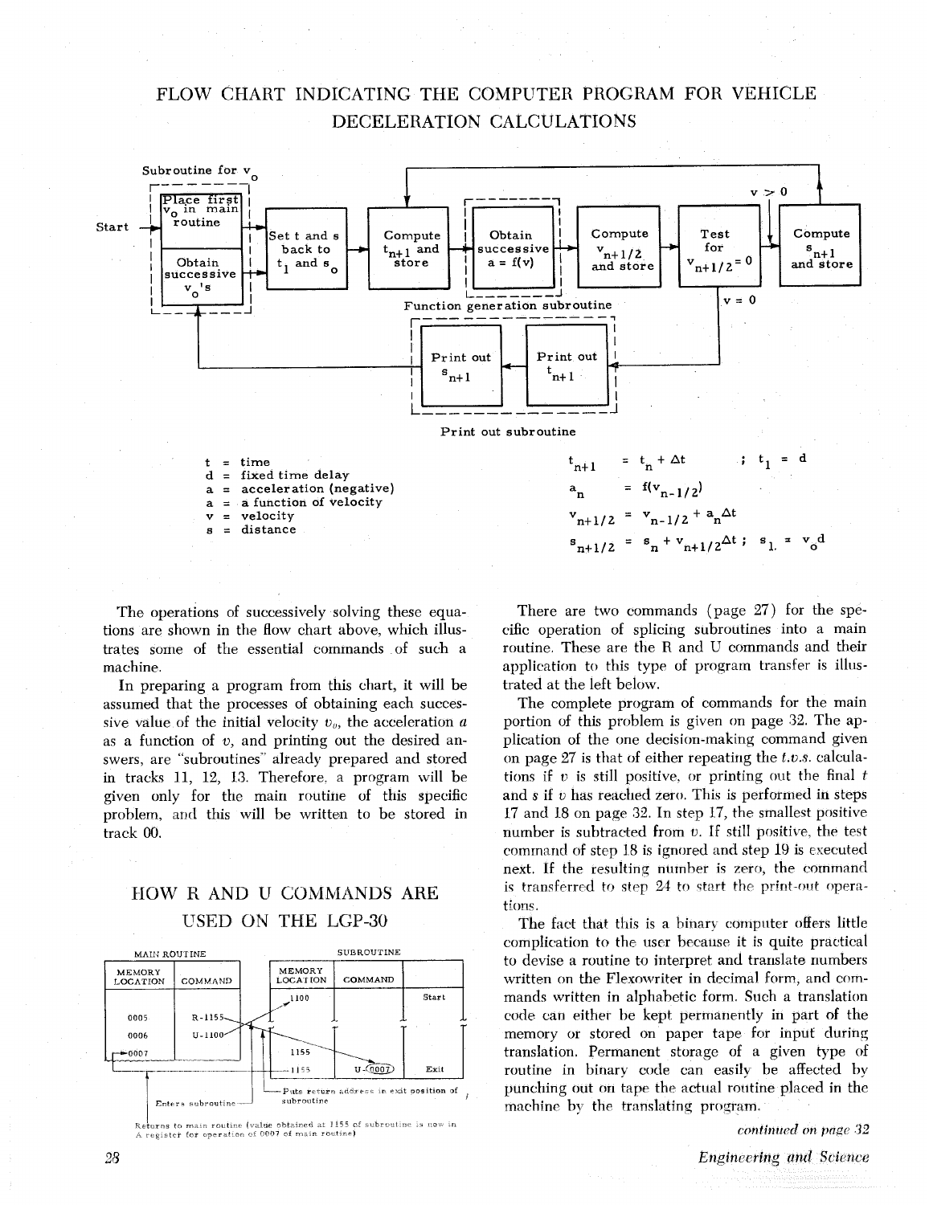# FLOW CHART INDICATING THE COMPUTER PROGRAM FOR VEHICLE DECELERATION CALCULATIONS

Subroutine for $v_o$

Start → Place first $v_o$ in main routine → Set t and s back to $t_1$ and $s_o$ → Compute $t_{n+1}$ and store → Obtain successive $a = f(v)$ → Compute $v_{n+1/2}$ and store → Test for $v_{n+1/2} = 0$

$v > 0$ → Compute $s_{n+1}$ and store → (return to Compute $t_{n+1}$ and store)

$v = 0$ → Print out $t_{n+1}$ → Print out $s_{n+1}$ → Obtain successive $v_o$'s → Set t and s back to $t_1$ and $s_o$

Function generation subroutine

Print out subroutine

t = time
d = fixed time delay
a = acceleration (negative)
a = a function of velocity
v = velocity
s = distance

$$t_{n+1} = t_n + \Delta t \quad ; \quad t_1 = d$$

$$a_n = f(v_{n-1/2})$$

$$v_{n+1/2} = v_{n-1/2} + a_n \Delta t$$

$$s_{n+1/2} = s_n + v_{n+1/2} \Delta t \; ; \quad s_1 = v_o d$$

The operations of successively solving these equations are shown in the flow chart above, which illustrates some of the essential commands of such a machine.

In preparing a program from this chart, it will be assumed that the processes of obtaining each successive value of the initial velocity $v_0$, the acceleration $a$ as a function of $v$, and printing out the desired answers, are "subroutines" already prepared and stored in tracks 11, 12, 13. Therefore, a program will be given only for the main routine of this specific problem, and this will be written to be stored in track 00.

## HOW R AND U COMMANDS ARE USED ON THE LGP-30

MAIN ROUTINE

| MEMORY LOCATION | COMMAND |
|---|---|
| 0005 | R-1155 |
| 0006 | U-1100 |
| 0007 | |

SUBROUTINE

| MEMORY LOCATION | COMMAND | |
|---|---|---|
| 1100 | | Start |
| 1155 | | |
| 1155 | U-(0007) | Exit |

Enters subroutine

Puts return address in exit position of subroutine

Returns to main routine (value obtained at 1155 of subroutine is now in A register for operation of 0007 of main routine)

There are two commands (page 27) for the specific operation of splicing subroutines into a main routine. These are the R and U commands and their application to this type of program transfer is illustrated at the left below.

The complete program of commands for the main portion of this problem is given on page 32. The application of the one decision-making command given on page 27 is that of either repeating the *t.v.s.* calculations if $v$ is still positive, or printing out the final $t$ and $s$ if $v$ has reached zero. This is performed in steps 17 and 18 on page 32. In step 17, the smallest positive number is subtracted from $v$. If still positive, the test command of step 18 is ignored and step 19 is executed next. If the resulting number is zero, the command is transferred to step 24 to start the print-out operations.

The fact that this is a binary computer offers little complication to the user because it is quite practical to devise a routine to interpret and translate numbers written on the Flexowriter in decimal form, and commands written in alphabetic form. Such a translation code can either be kept permanently in part of the memory or stored on paper tape for input during translation. Permanent storage of a given type of routine in binary code can easily be affected by punching out on tape the actual routine placed in the machine by the translating program.

*continued on page 32*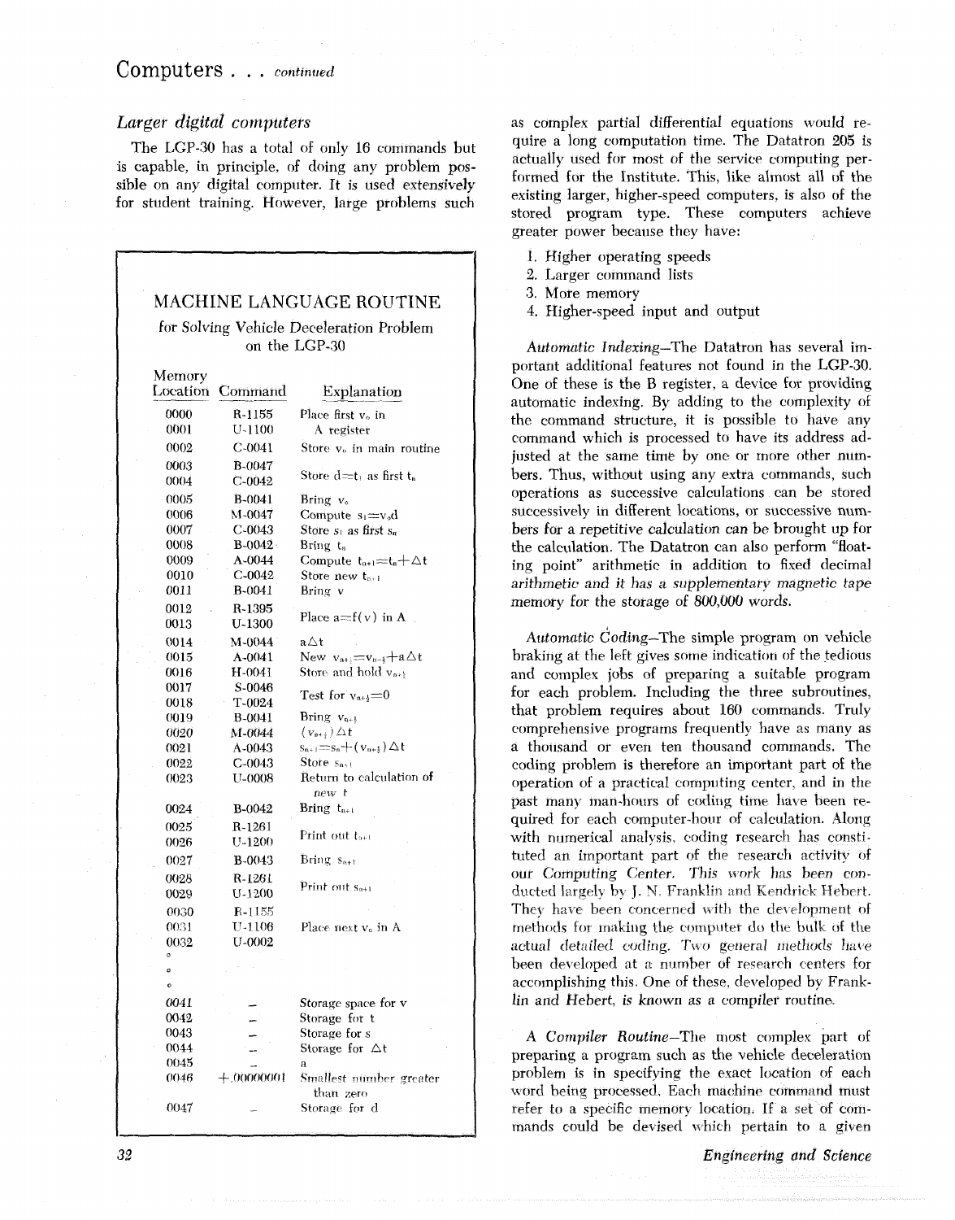## Larger digital computers

The LGP-30 has a total of only 16 commands but is capable, in principle, of doing any problem possible on any digital computer. It is used extensively for student training. However, large problems such as complex partial differential equations would require a long computation time. The Datatron 205 is actually used for most of the service computing performed for the Institute. This, like almost all of the existing larger, higher-speed computers, is also of the stored program type. These computers achieve greater power because they have:

1. Higher operating speeds
2. Larger command lists
3. More memory
4. Higher-speed input and output

*Automatic Indexing*—The Datatron has several important additional features not found in the LGP-30. One of these is the B register, a device for providing automatic indexing. By adding to the complexity of the command structure, it is possible to have any command which is processed to have its address adjusted at the same time by one or more other numbers. Thus, without using any extra commands, such operations as successive calculations can be stored successively in different locations, or successive numbers for a repetitive calculation can be brought up for the calculation. The Datatron can also perform "floating point" arithmetic in addition to fixed decimal arithmetic and it has a supplementary magnetic tape memory for the storage of 800,000 words.

*Automatic Coding*—The simple program on vehicle braking at the left gives some indication of the tedious and complex jobs of preparing a suitable program for each problem. Including the three subroutines, that problem requires about 160 commands. Truly comprehensive programs frequently have as many as a thousand or even ten thousand commands. The coding problem is therefore an important part of the operation of a practical computing center, and in the past many man-hours of coding time have been required for each computer-hour of calculation. Along with numerical analysis, coding research has constituted an important part of the research activity of our Computing Center. This work has been conducted largely by J. N. Franklin and Kendrick Hebert. They have been concerned with the development of methods for making the computer do the bulk of the actual detailed coding. Two general methods have been developed at a number of research centers for accomplishing this. One of these, developed by Franklin and Hebert, is known as a compiler routine.

*A Compiler Routine*—The most complex part of preparing a program such as the vehicle deceleration problem is in specifying the exact location of each word being processed. Each machine command must refer to a specific memory location. If a set of commands could be devised which pertain to a given

### MACHINE LANGUAGE ROUTINE

for Solving Vehicle Deceleration Problem on the LGP-30

| Memory Location | Command | Explanation |
|---|---|---|
| 0000 | R-1155 | Place first $v_o$ in |
| 0001 | U-1100 | A register |
| 0002 | C-0041 | Store $v_o$ in main routine |
| 0003 | B-0047 | Store $d=t_1$ as first $t_n$ |
| 0004 | C-0042 | |
| 0005 | B-0041 | Bring $v_o$ |
| 0006 | M-0047 | Compute $s_1=v_o d$ |
| 0007 | C-0043 | Store $s_1$ as first $s_n$ |
| 0008 | B-0042 | Bring $t_n$ |
| 0009 | A-0044 | Compute $t_{n+1}=t_n+\Delta t$ |
| 0010 | C-0042 | Store new $t_{n+1}$ |
| 0011 | B-0041 | Bring v |
| 0012 | R-1395 | Place $a=f(v)$ in A |
| 0013 | U-1300 | |
| 0014 | M-0044 | $a\Delta t$ |
| 0015 | A-0041 | New $v_{n+\frac{1}{2}}=v_{n-\frac{1}{2}}+a\Delta t$ |
| 0016 | H-0041 | Store and hold $v_{n+\frac{1}{2}}$ |
| 0017 | S-0046 | Test for $v_{n+\frac{1}{2}}=0$ |
| 0018 | T-0024 | |
| 0019 | B-0041 | Bring $v_{n+\frac{1}{2}}$ |
| 0020 | M-0044 | $(v_{n+\frac{1}{2}})\Delta t$ |
| 0021 | A-0043 | $s_{n+1}=s_n+(v_{n+\frac{1}{2}})\Delta t$ |
| 0022 | C-0043 | Store $s_{n+1}$ |
| 0023 | U-0008 | Return to calculation of new t |
| 0024 | B-0042 | Bring $t_{n+1}$ |
| 0025 | R-1261 | Print out $t_{n+1}$ |
| 0026 | U-1200 | |
| 0027 | B-0043 | Bring $s_{n+1}$ |
| 0028 | R-1261 | Print out $s_{n+1}$ |
| 0029 | U-1200 | |
| 0030 | R-1155 | Place next $v_o$ in A |
| 0031 | U-1106 | |
| 0032 | U-0002 | |
| ○ | | |
| ○ | | |
| ○ | | |
| 0041 | — | Storage space for v |
| 0042 | — | Storage for t |
| 0043 | — | Storage for s |
| 0044 | — | Storage for $\Delta t$ |
| 0045 | — | a |
| 0046 | +.00000001 | Smallest number greater than zero |
| 0047 | — | Storage for d |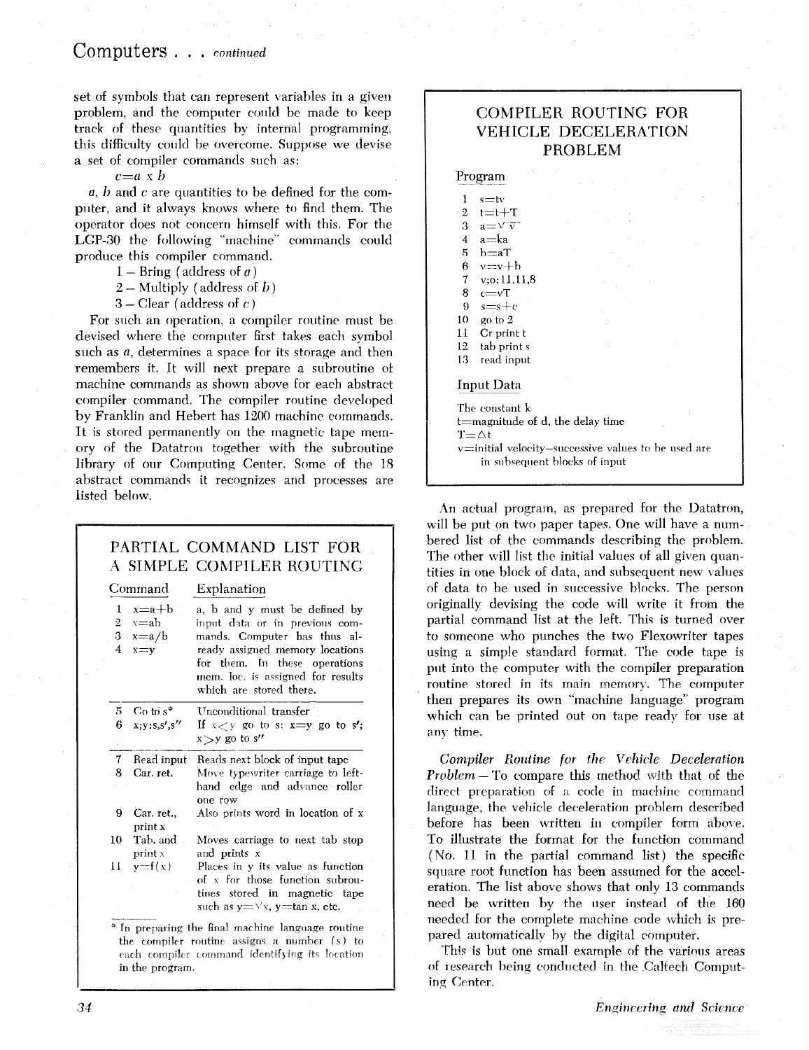set of symbols that can represent variables in a given problem, and the computer could be made to keep track of these quantities by internal programming, this difficulty could be overcome. Suppose we devise a set of compiler commands such as:

$c = a \times b$

$a$, $b$ and $c$ are quantities to be defined for the computer, and it always knows where to find them. The operator does not concern himself with this. For the LGP-30 the following "machine" commands could produce this compiler command.

1 – Bring (address of $a$)
2 – Multiply (address of $b$)
3 – Clear (address of $c$)

For such an operation, a compiler routine must be devised where the computer first takes each symbol such as $a$, determines a space for its storage and then remembers it. It will next prepare a subroutine of machine commands as shown above for each abstract compiler command. The compiler routine developed by Franklin and Hebert has 1200 machine commands. It is stored permanently on the magnetic tape memory of the Datatron together with the subroutine library of our Computing Center. Some of the 18 abstract commands it recognizes and processes are listed below.

## PARTIAL COMMAND LIST FOR A SIMPLE COMPILER ROUTING

| Command | Explanation |
|---|---|
| 1 x=a+b<br>2 x=ab<br>3 x=a/b<br>4 x=y | a, b and y must be defined by input data or in previous commands. Computer has thus already assigned memory locations for them. In these operations mem. loc. is assigned for results which are stored there. |
| 5 Go to s* | Unconditional transfer |
| 6 x;y:s,s',s'' | If x<y go to s; x=y go to s'; x>y go to s'' |
| 7 Read input | Reads next block of input tape |
| 8 Car. ret. | Move typewriter carriage to left-hand edge and advance roller one row |
| 9 Car. ret., print x | Also prints word in location of x |
| 10 Tab. and print x | Moves carriage to next tab stop and prints x |
| 11 y=f(x) | Places in y its value as function of x for those function subroutines stored in magnetic tape such as y=√x, y=tan x, etc. |

* In preparing the final machine language routine the compiler routine assigns a number (s) to each compiler command identifying its location in the program.

## COMPILER ROUTING FOR VEHICLE DECELERATION PROBLEM

**Program**

1 s=tv
2 t=t+T
3 a=√v
4 a=ka
5 b=aT
6 v=v+b
7 v;o:11,11,8
8 c=vT
9 s=s+c
10 go to 2
11 Cr print t
12 tab print s
13 read input

**Input Data**

The constant k
t=magnitude of d, the delay time
T=Δt
v=initial velocity—successive values to be used are in subsequent blocks of input

An actual program, as prepared for the Datatron, will be put on two paper tapes. One will have a numbered list of the commands describing the problem. The other will list the initial values of all given quantities in one block of data, and subsequent new values of data to be used in successive blocks. The person originally devising the code will write it from the partial command list at the left. This is turned over to someone who punches the two Flexowriter tapes using a simple standard format. The code tape is put into the computer with the compiler preparation routine stored in its main memory. The computer then prepares its own "machine language" program which can be printed out on tape ready for use at any time.

*Compiler Routine for the Vehicle Deceleration Problem* – To compare this method with that of the direct preparation of a code in machine command language, the vehicle deceleration problem described before has been written in compiler form above. To illustrate the format for the function command (No. 11 in the partial command list) the specific square root function has been assumed for the acceleration. The list above shows that only 13 commands need be written by the user instead of the 160 needed for the complete machine code which is prepared automatically by the digital computer.

This is but one small example of the various areas of research being conducted in the Caltech Computing Center.